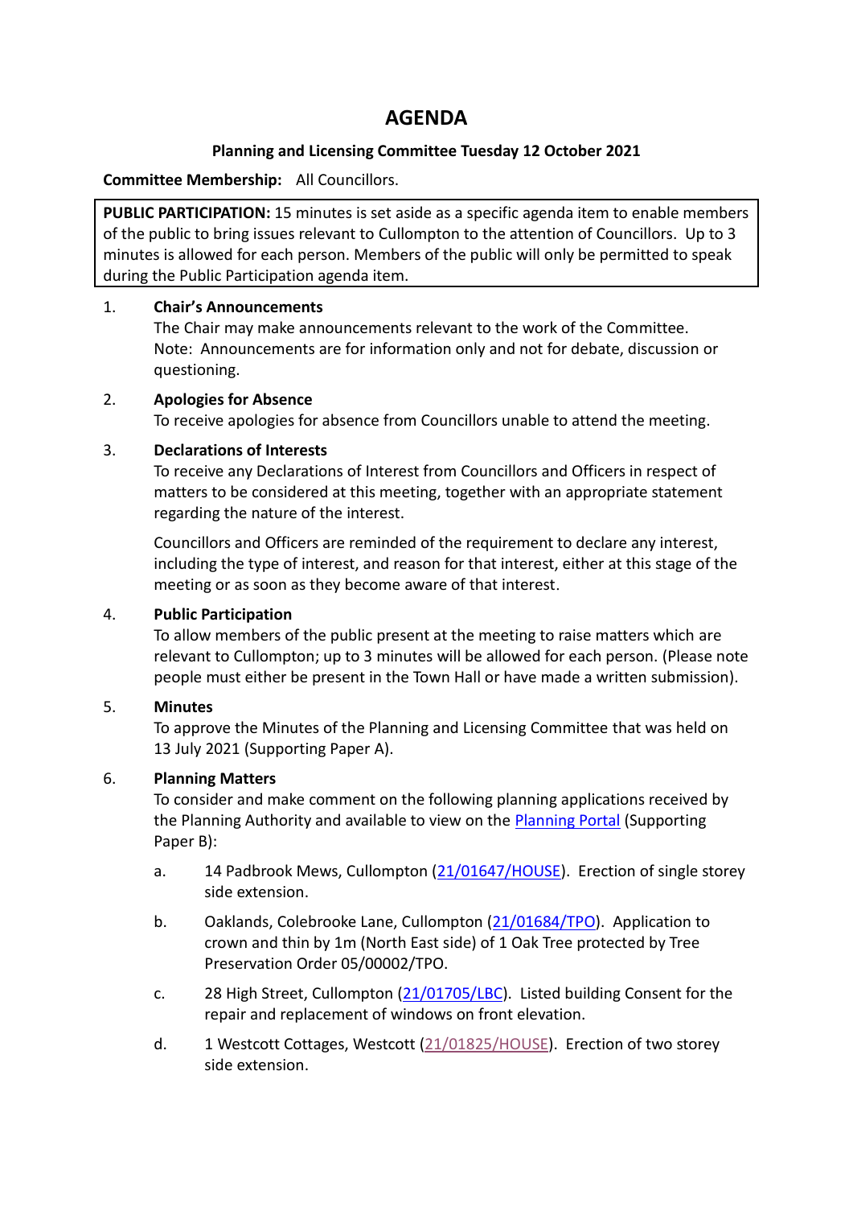# AGENDA

**Planning and Licensing Committee Tuesday 12 October 2021**

**Committee Membership:** All Councillors.

**PUBLIC PARTICIPATION:** 15 minutes is set aside as a specific agenda item to enable members of the public to bring issues relevant to Cullompton to the attention of Councillors. Up to 3 minutes is allowed for each person. Members of the public will only be permitted to speak during the Public Participation agenda item.

1. **Chair's Announcements**
   The Chair may make announcements relevant to the work of the Committee.
   Note: Announcements are for information only and not for debate, discussion or questioning.

2. **Apologies for Absence**
   To receive apologies for absence from Councillors unable to attend the meeting.

3. **Declarations of Interests**
   To receive any Declarations of Interest from Councillors and Officers in respect of matters to be considered at this meeting, together with an appropriate statement regarding the nature of the interest.

   Councillors and Officers are reminded of the requirement to declare any interest, including the type of interest, and reason for that interest, either at this stage of the meeting or as soon as they become aware of that interest.

4. **Public Participation**
   To allow members of the public present at the meeting to raise matters which are relevant to Cullompton; up to 3 minutes will be allowed for each person. (Please note people must either be present in the Town Hall or have made a written submission).

5. **Minutes**
   To approve the Minutes of the Planning and Licensing Committee that was held on 13 July 2021 (Supporting Paper A).

6. **Planning Matters**
   To consider and make comment on the following planning applications received by the Planning Authority and available to view on the Planning Portal (Supporting Paper B):

   a. 14 Padbrook Mews, Cullompton (21/01647/HOUSE). Erection of single storey side extension.

   b. Oaklands, Colebrooke Lane, Cullompton (21/01684/TPO). Application to crown and thin by 1m (North East side) of 1 Oak Tree protected by Tree Preservation Order 05/00002/TPO.

   c. 28 High Street, Cullompton (21/01705/LBC). Listed building Consent for the repair and replacement of windows on front elevation.

   d. 1 Westcott Cottages, Westcott (21/01825/HOUSE). Erection of two storey side extension.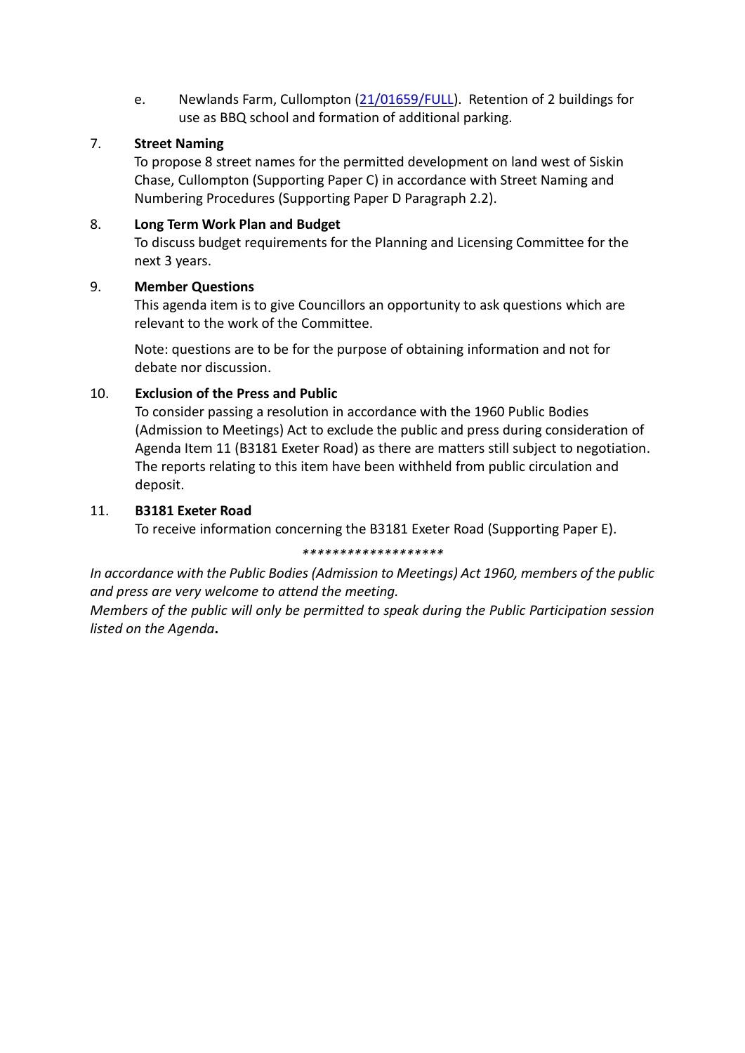e. Newlands Farm, Cullompton ([21/01659/FULL]). Retention of 2 buildings for use as BBQ school and formation of additional parking.

7. **Street Naming**
   To propose 8 street names for the permitted development on land west of Siskin Chase, Cullompton (Supporting Paper C) in accordance with Street Naming and Numbering Procedures (Supporting Paper D Paragraph 2.2).

8. **Long Term Work Plan and Budget**
   To discuss budget requirements for the Planning and Licensing Committee for the next 3 years.

9. **Member Questions**
   This agenda item is to give Councillors an opportunity to ask questions which are relevant to the work of the Committee.

   Note: questions are to be for the purpose of obtaining information and not for debate nor discussion.

10. **Exclusion of the Press and Public**
    To consider passing a resolution in accordance with the 1960 Public Bodies (Admission to Meetings) Act to exclude the public and press during consideration of Agenda Item 11 (B3181 Exeter Road) as there are matters still subject to negotiation. The reports relating to this item have been withheld from public circulation and deposit.

11. **B3181 Exeter Road**
    To receive information concerning the B3181 Exeter Road (Supporting Paper E).

*******************

*In accordance with the Public Bodies (Admission to Meetings) Act 1960, members of the public and press are very welcome to attend the meeting.*
*Members of the public will only be permitted to speak during the Public Participation session listed on the Agenda***.**